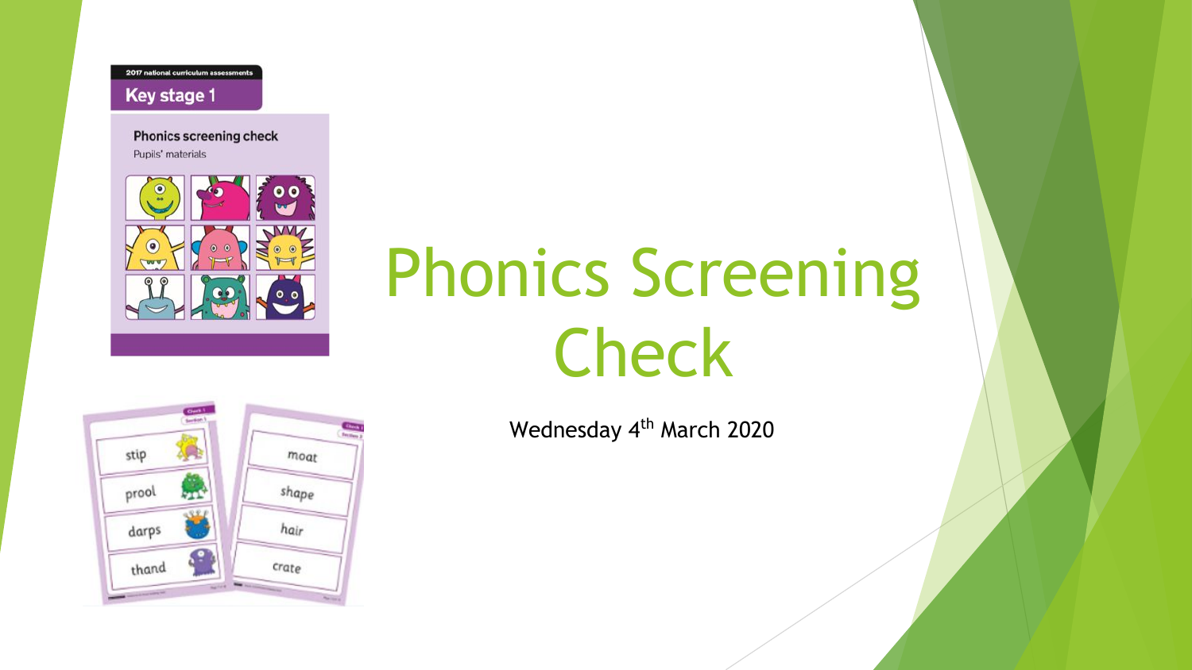2017 national curriculum assessments

Key stage 1

Phonics screening check

Pupils' materials

stip

prool

darps

thand

moat

shape

hair

crate

# Phonics Screening Check

Wednesday 4th March 2020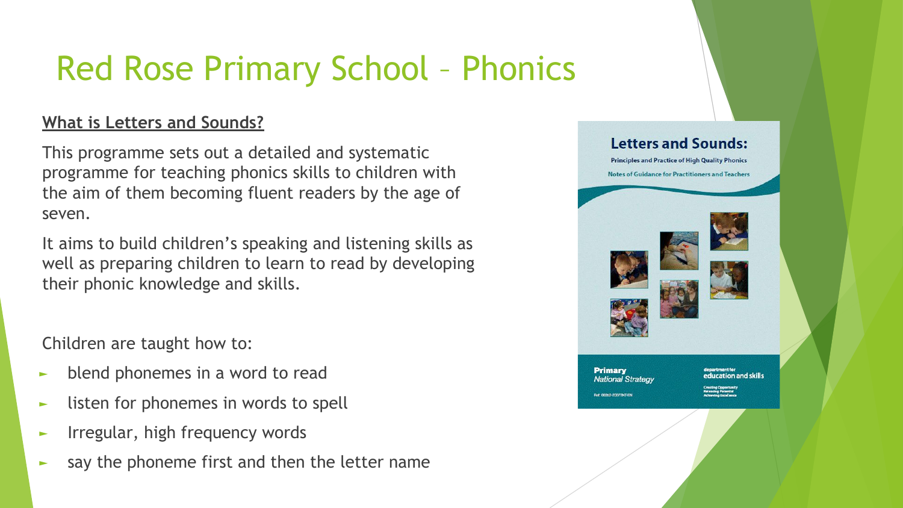# Red Rose Primary School – Phonics

**What is Letters and Sounds?**

This programme sets out a detailed and systematic programme for teaching phonics skills to children with the aim of them becoming fluent readers by the age of seven.

It aims to build children's speaking and listening skills as well as preparing children to learn to read by developing their phonic knowledge and skills.

Children are taught how to:

- blend phonemes in a word to read
- listen for phonemes in words to spell
- Irregular, high frequency words
- say the phoneme first and then the letter name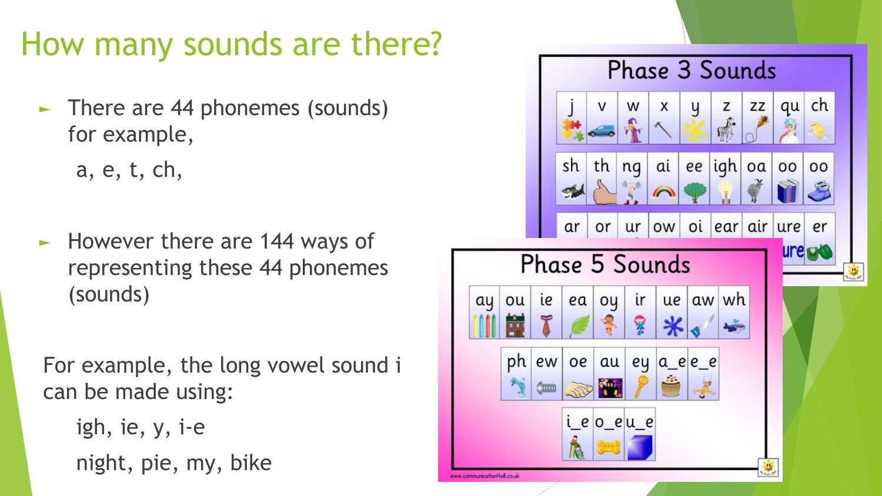# How many sounds are there?

- There are 44 phonemes (sounds) for example,

  a, e, t, ch,

- However there are 144 ways of representing these 44 phonemes (sounds)

For example, the long vowel sound i can be made using:

igh, ie, y, i-e

night, pie, my, bike

## Phase 3 Sounds

| j | v | w | x | y | z | zz | qu | ch |
|---|---|---|---|---|---|---|---|---|
| sh | th | ng | ai | ee | igh | oa | oo | oo |
| ar | or | ur | ow | oi | ear | air | ure | er |

## Phase 5 Sounds

| ay | ou | ie | ea | oy | ir | ue | aw | wh |
|---|---|---|---|---|---|---|---|---|
| ph | ew | oe | au | ey | a_e | e_e | | |
| i_e | o_e | u_e | | | | | | |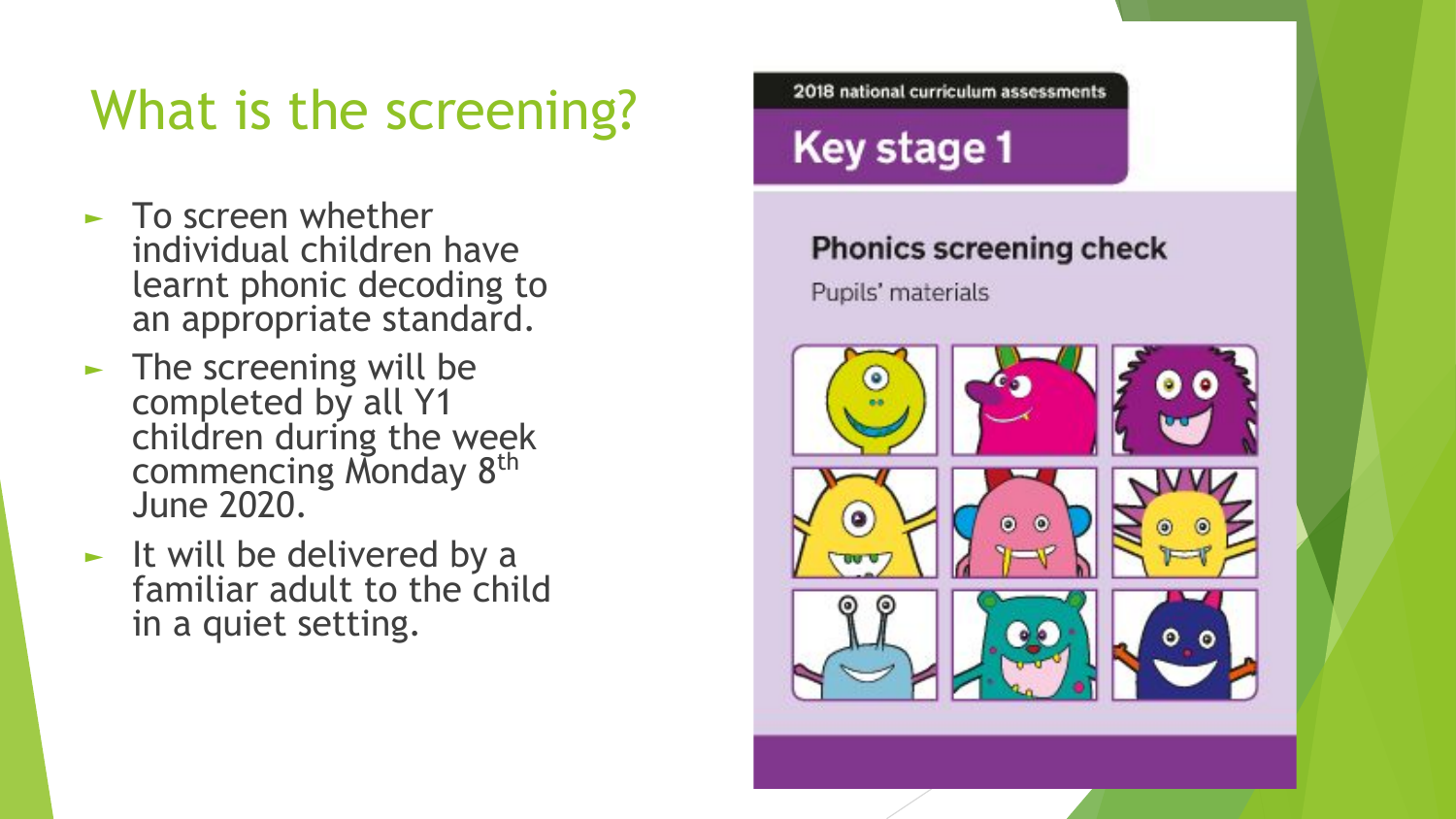# What is the screening?

- To screen whether individual children have learnt phonic decoding to an appropriate standard.
- The screening will be completed by all Y1 children during the week commencing Monday 8th June 2020.
- It will be delivered by a familiar adult to the child in a quiet setting.

2018 national curriculum assessments

Key stage 1

Phonics screening check

Pupils' materials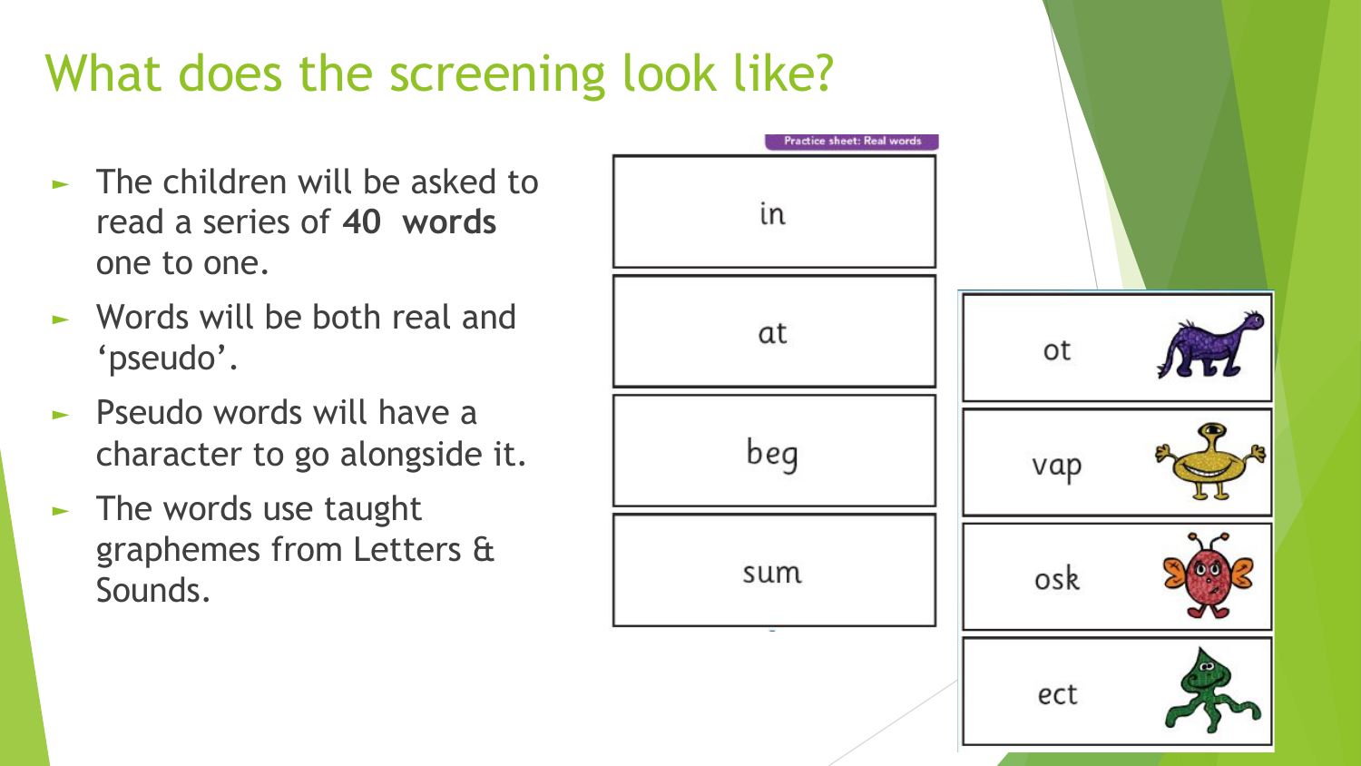# What does the screening look like?

- The children will be asked to read a series of **40 words** one to one.
- Words will be both real and 'pseudo'.
- Pseudo words will have a character to go alongside it.
- The words use taught graphemes from Letters & Sounds.

Practice sheet: Real words

in

at

beg

sum

ot

vap

osk

ect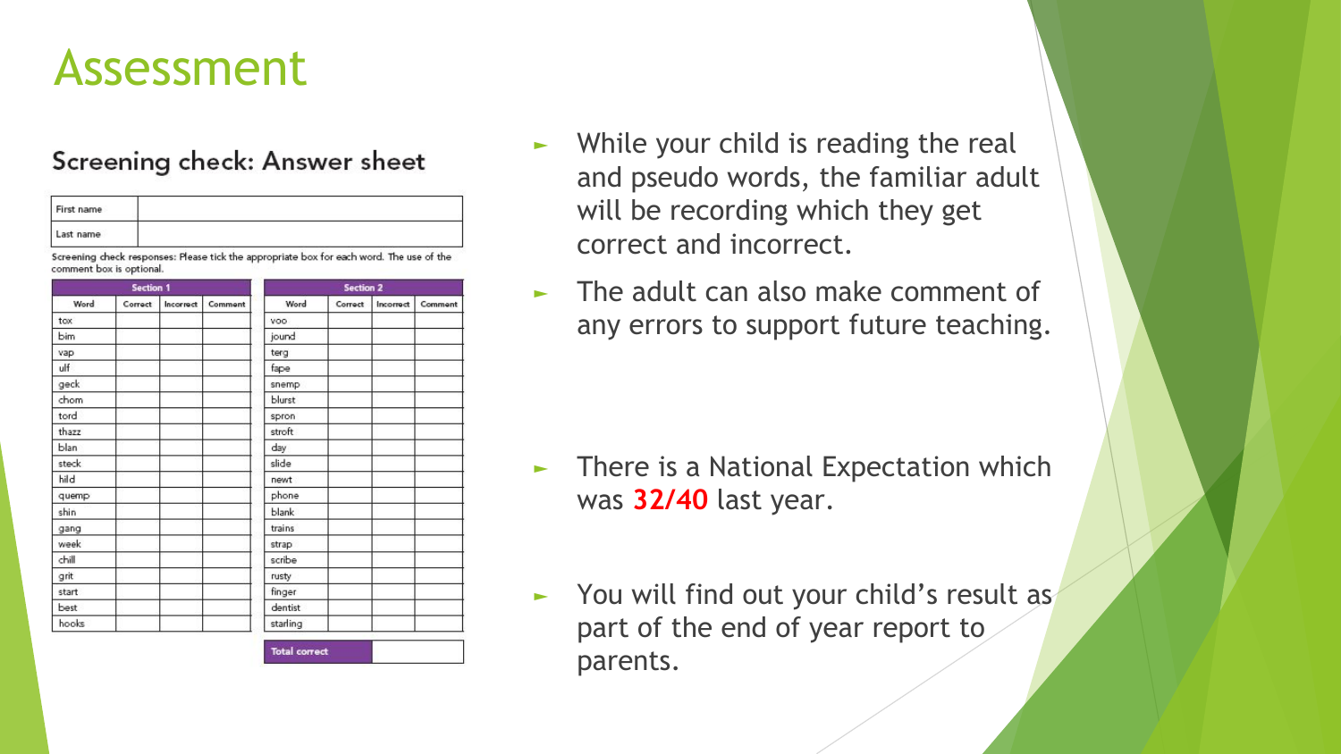# Assessment

## Screening check: Answer sheet

| First name | |
|---|---|
| Last name | |

Screening check responses: Please tick the appropriate box for each word. The use of the comment box is optional.

| Section 1 | | | |
|---|---|---|---|
| Word | Correct | Incorrect | Comment |
| tox | | | |
| bim | | | |
| vap | | | |
| ulf | | | |
| geck | | | |
| chom | | | |
| tord | | | |
| thazz | | | |
| blan | | | |
| steck | | | |
| hild | | | |
| quemp | | | |
| shin | | | |
| gang | | | |
| week | | | |
| chill | | | |
| grit | | | |
| start | | | |
| best | | | |
| hooks | | | |

| Section 2 | | | |
|---|---|---|---|
| Word | Correct | Incorrect | Comment |
| voo | | | |
| jound | | | |
| terg | | | |
| fape | | | |
| snemp | | | |
| blurst | | | |
| spron | | | |
| stroft | | | |
| day | | | |
| slide | | | |
| newt | | | |
| phone | | | |
| blank | | | |
| trains | | | |
| strap | | | |
| scribe | | | |
| rusty | | | |
| finger | | | |
| dentist | | | |
| starling | | | |

| Total correct | |
|---|---|

- While your child is reading the real and pseudo words, the familiar adult will be recording which they get correct and incorrect.
- The adult can also make comment of any errors to support future teaching.
- There is a National Expectation which was **32/40** last year.
- You will find out your child's result as part of the end of year report to parents.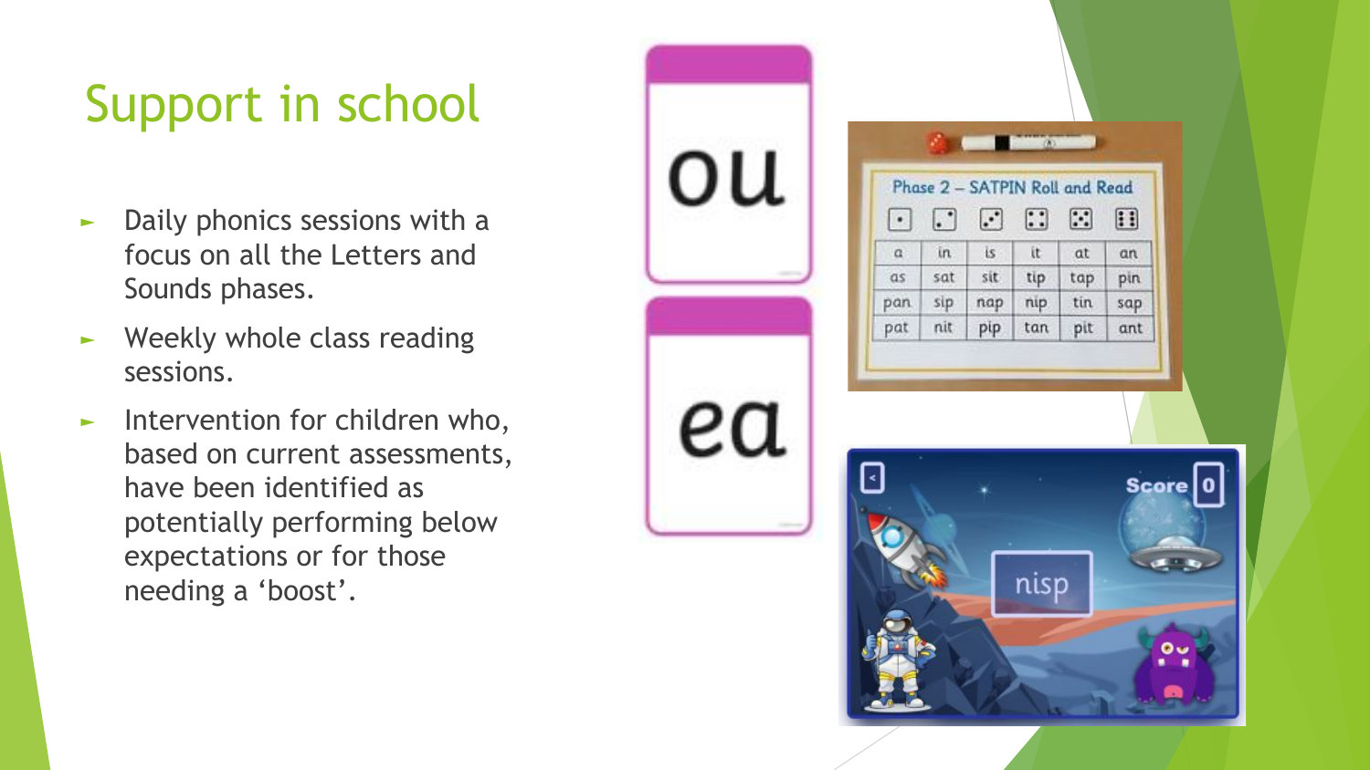# Support in school

- Daily phonics sessions with a focus on all the Letters and Sounds phases.
- Weekly whole class reading sessions.
- Intervention for children who, based on current assessments, have been identified as potentially performing below expectations or for those needing a ‘boost’.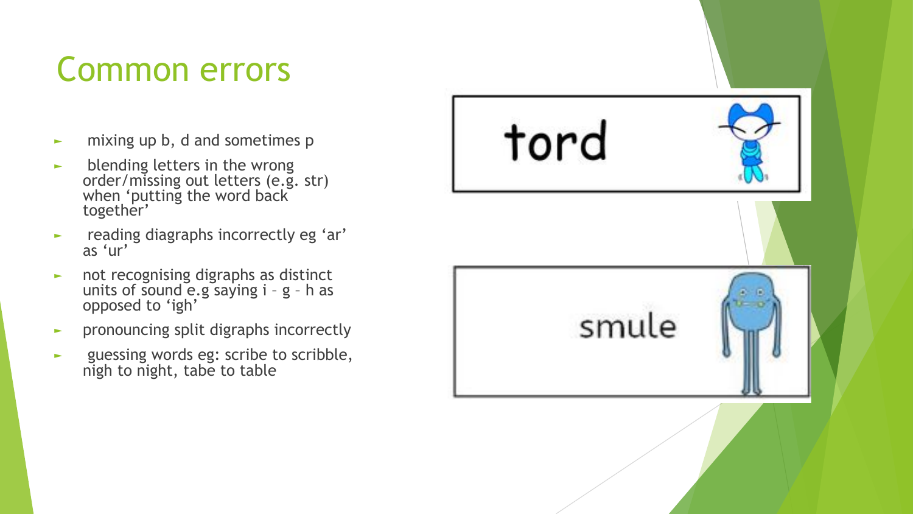# Common errors

- mixing up b, d and sometimes p
- blending letters in the wrong order/missing out letters (e.g. str) when 'putting the word back together'
- reading diagraphs incorrectly eg 'ar' as 'ur'
- not recognising digraphs as distinct units of sound e.g saying i – g – h as opposed to 'igh'
- pronouncing split digraphs incorrectly
- guessing words eg: scribe to scribble, nigh to night, tabe to table

tord

smule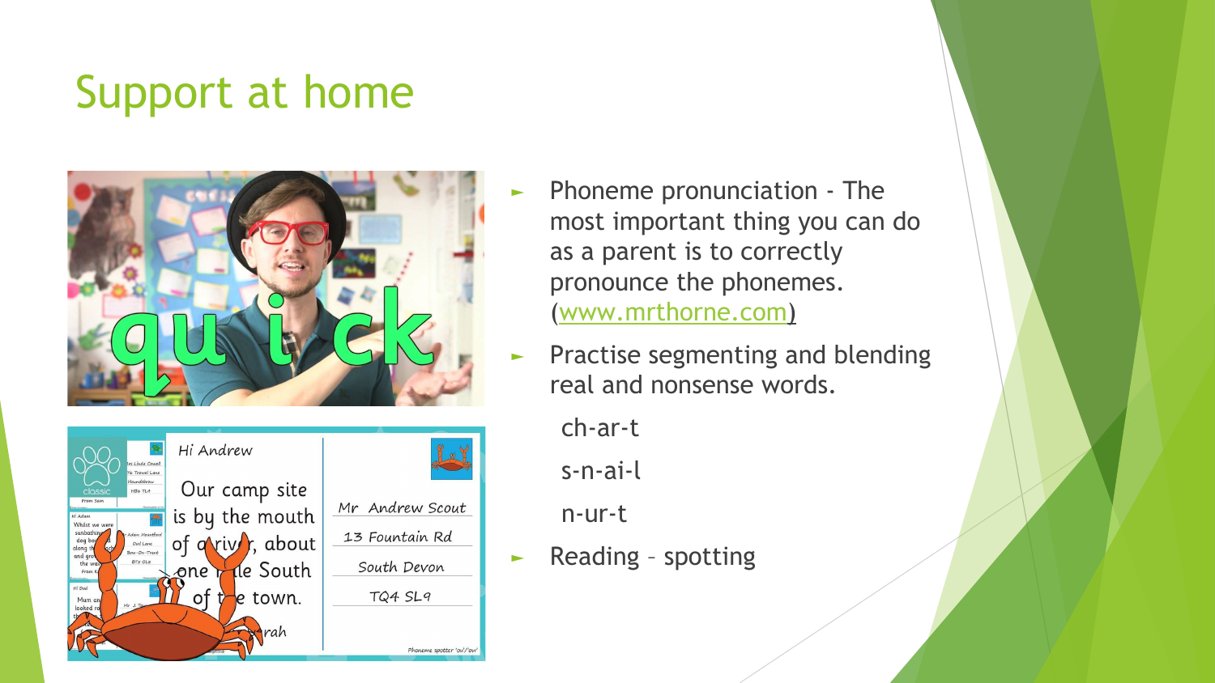# Support at home

- Phoneme pronunciation - The most important thing you can do as a parent is to correctly pronounce the phonemes. (www.mrthorne.com)
- Practise segmenting and blending real and nonsense words.

  ch-ar-t

  s-n-ai-l

  n-ur-t

- Reading – spotting